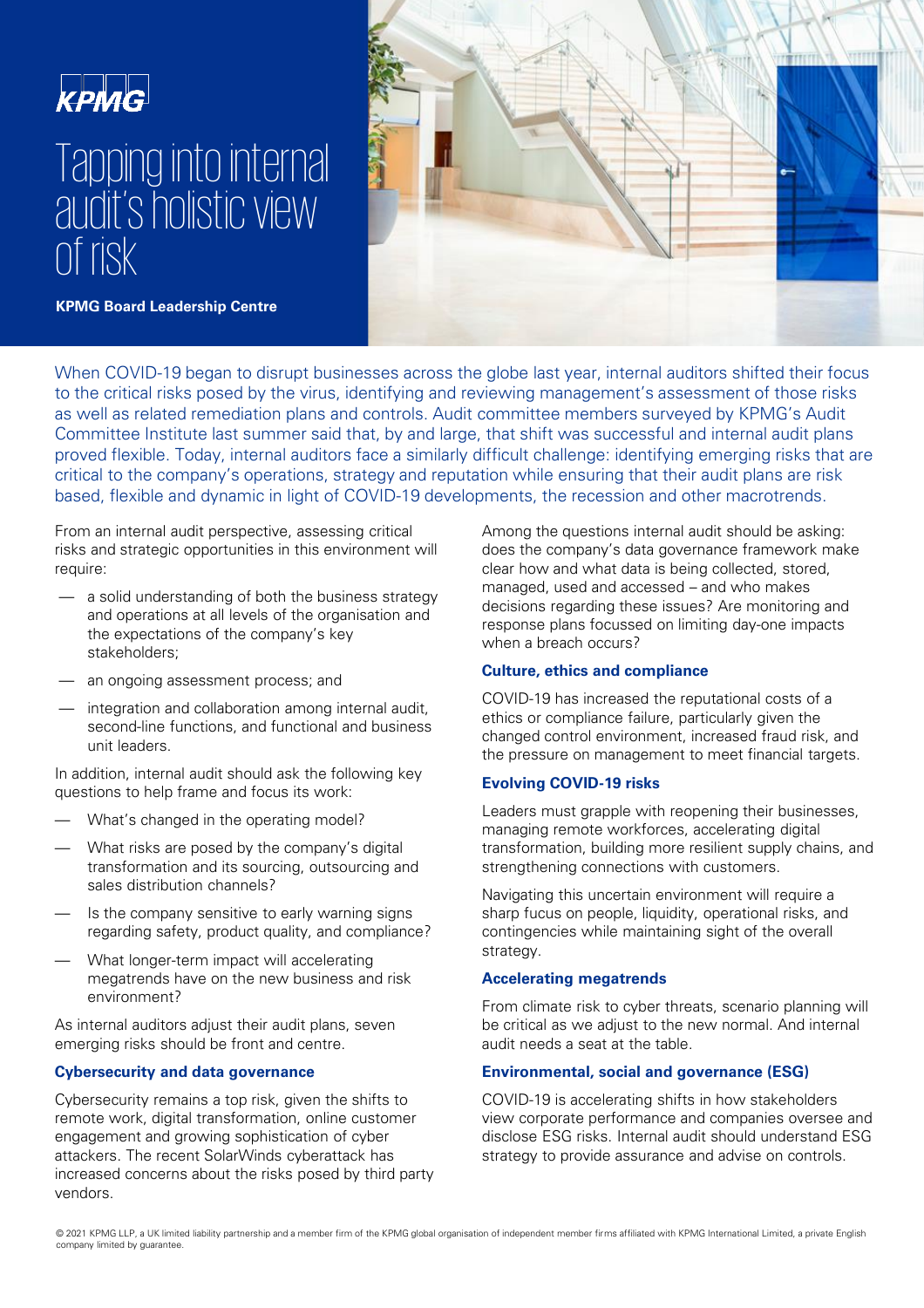KPMG

# Tapping into internal audit's holistic view of risk

**KPMG Board Leadership Centre**

When COVID-19 began to disrupt businesses across the globe last year, internal auditors shifted their focus to the critical risks posed by the virus, identifying and reviewing management's assessment of those risks as well as related remediation plans and controls. Audit committee members surveyed by KPMG's Audit Committee Institute last summer said that, by and large, that shift was successful and internal audit plans proved flexible. Today, internal auditors face a similarly difficult challenge: identifying emerging risks that are critical to the company's operations, strategy and reputation while ensuring that their audit plans are risk based, flexible and dynamic in light of COVID-19 developments, the recession and other macrotrends.

From an internal audit perspective, assessing critical risks and strategic opportunities in this environment will require:

- a solid understanding of both the business strategy and operations at all levels of the organisation and the expectations of the company's key stakeholders;
- an ongoing assessment process; and
- integration and collaboration among internal audit, second-line functions, and functional and business unit leaders.

In addition, internal audit should ask the following key questions to help frame and focus its work:

- What's changed in the operating model?
- What risks are posed by the company's digital transformation and its sourcing, outsourcing and sales distribution channels?
- Is the company sensitive to early warning signs regarding safety, product quality, and compliance?
- What longer-term impact will accelerating megatrends have on the new business and risk environment?

As internal auditors adjust their audit plans, seven emerging risks should be front and centre.

### Cybersecurity and data governance

Cybersecurity remains a top risk, given the shifts to remote work, digital transformation, online customer engagement and growing sophistication of cyber attackers. The recent SolarWinds cyberattack has increased concerns about the risks posed by third party vendors.

Among the questions internal audit should be asking: does the company's data governance framework make clear how and what data is being collected, stored, managed, used and accessed – and who makes decisions regarding these issues? Are monitoring and response plans focussed on limiting day-one impacts when a breach occurs?

### Culture, ethics and compliance

COVID-19 has increased the reputational costs of a ethics or compliance failure, particularly given the changed control environment, increased fraud risk, and the pressure on management to meet financial targets.

### Evolving COVID-19 risks

Leaders must grapple with reopening their businesses, managing remote workforces, accelerating digital transformation, building more resilient supply chains, and strengthening connections with customers.

Navigating this uncertain environment will require a sharp fucus on people, liquidity, operational risks, and contingencies while maintaining sight of the overall strategy.

### Accelerating megatrends

From climate risk to cyber threats, scenario planning will be critical as we adjust to the new normal. And internal audit needs a seat at the table.

### Environmental, social and governance (ESG)

COVID-19 is accelerating shifts in how stakeholders view corporate performance and companies oversee and disclose ESG risks. Internal audit should understand ESG strategy to provide assurance and advise on controls.

© 2021 KPMG LLP, a UK limited liability partnership and a member firm of the KPMG global organisation of independent member firms affiliated with KPMG International Limited, a private English company limited by guarantee.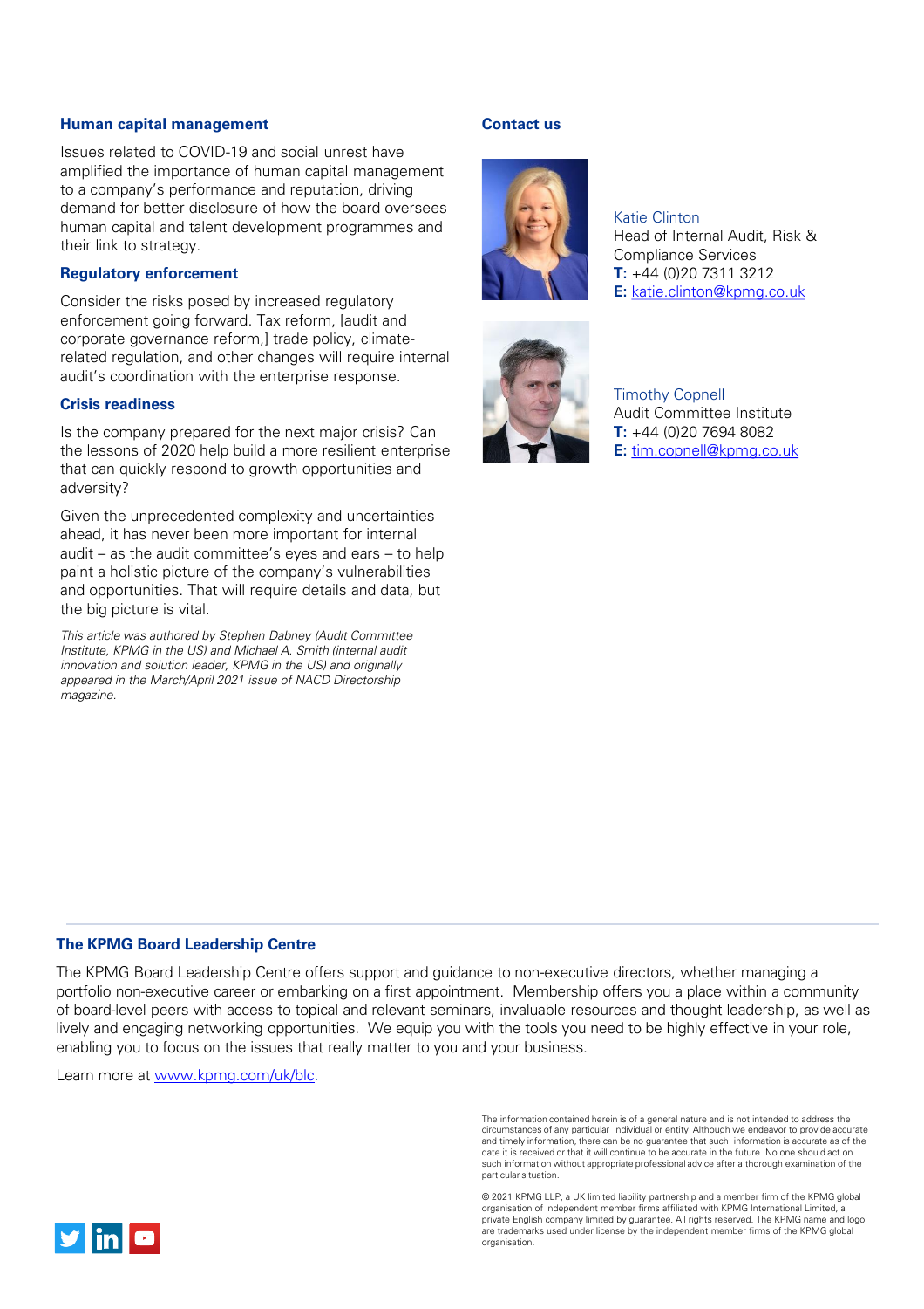### Human capital management

Issues related to COVID-19 and social unrest have amplified the importance of human capital management to a company's performance and reputation, driving demand for better disclosure of how the board oversees human capital and talent development programmes and their link to strategy.

### Regulatory enforcement

Consider the risks posed by increased regulatory enforcement going forward. Tax reform, [audit and corporate governance reform,] trade policy, climate-related regulation, and other changes will require internal audit's coordination with the enterprise response.

### Crisis readiness

Is the company prepared for the next major crisis? Can the lessons of 2020 help build a more resilient enterprise that can quickly respond to growth opportunities and adversity?

Given the unprecedented complexity and uncertainties ahead, it has never been more important for internal audit – as the audit committee's eyes and ears – to help paint a holistic picture of the company's vulnerabilities and opportunities. That will require details and data, but the big picture is vital.

*This article was authored by Stephen Dabney (Audit Committee Institute, KPMG in the US) and Michael A. Smith (internal audit innovation and solution leader, KPMG in the US) and originally appeared in the March/April 2021 issue of NACD Directorship magazine.*

### Contact us

Katie Clinton
Head of Internal Audit, Risk & Compliance Services
**T:** +44 (0)20 7311 3212
**E:** katie.clinton@kpmg.co.uk

Timothy Copnell
Audit Committee Institute
**T:** +44 (0)20 7694 8082
**E:** tim.copnell@kpmg.co.uk

### The KPMG Board Leadership Centre

The KPMG Board Leadership Centre offers support and guidance to non-executive directors, whether managing a portfolio non-executive career or embarking on a first appointment. Membership offers you a place within a community of board-level peers with access to topical and relevant seminars, invaluable resources and thought leadership, as well as lively and engaging networking opportunities. We equip you with the tools you need to be highly effective in your role, enabling you to focus on the issues that really matter to you and your business.

Learn more at www.kpmg.com/uk/blc.

The information contained herein is of a general nature and is not intended to address the circumstances of any particular individual or entity. Although we endeavor to provide accurate and timely information, there can be no guarantee that such information is accurate as of the date it is received or that it will continue to be accurate in the future. No one should act on such information without appropriate professional advice after a thorough examination of the particular situation.

© 2021 KPMG LLP, a UK limited liability partnership and a member firm of the KPMG global organisation of independent member firms affiliated with KPMG International Limited, a private English company limited by guarantee. All rights reserved. The KPMG name and logo are trademarks used under license by the independent member firms of the KPMG global organisation.